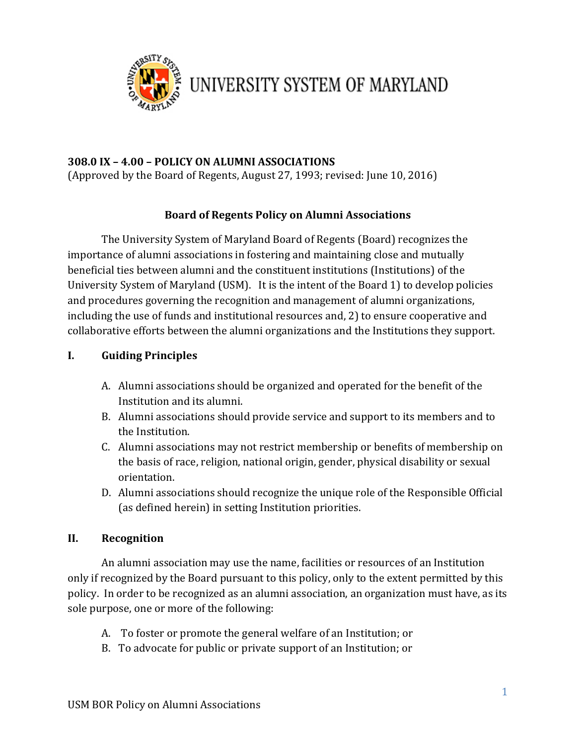UNIVERSITY SYSTEM OF MARYLAND

## 308.0 IX – 4.00 – POLICY ON ALUMNI ASSOCIATIONS

(Approved by the Board of Regents, August 27, 1993; revised: June 10, 2016)

### Board of Regents Policy on Alumni Associations

The University System of Maryland Board of Regents (Board) recognizes the importance of alumni associations in fostering and maintaining close and mutually beneficial ties between alumni and the constituent institutions (Institutions) of the University System of Maryland (USM). It is the intent of the Board 1) to develop policies and procedures governing the recognition and management of alumni organizations, including the use of funds and institutional resources and, 2) to ensure cooperative and collaborative efforts between the alumni organizations and the Institutions they support.

### I. Guiding Principles

A. Alumni associations should be organized and operated for the benefit of the Institution and its alumni.

B. Alumni associations should provide service and support to its members and to the Institution.

C. Alumni associations may not restrict membership or benefits of membership on the basis of race, religion, national origin, gender, physical disability or sexual orientation.

D. Alumni associations should recognize the unique role of the Responsible Official (as defined herein) in setting Institution priorities.

### II. Recognition

An alumni association may use the name, facilities or resources of an Institution only if recognized by the Board pursuant to this policy, only to the extent permitted by this policy. In order to be recognized as an alumni association, an organization must have, as its sole purpose, one or more of the following:

A. To foster or promote the general welfare of an Institution; or

B. To advocate for public or private support of an Institution; or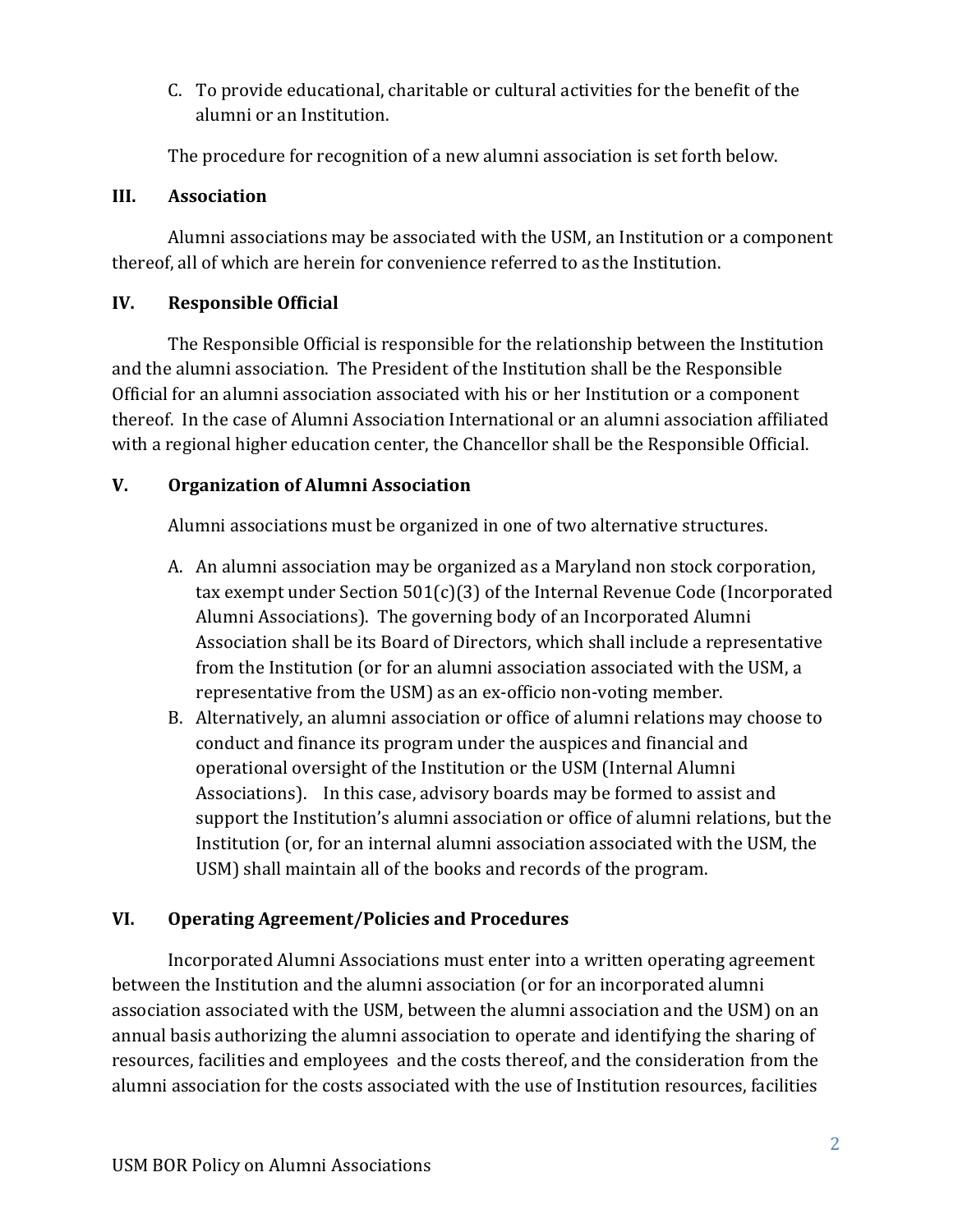C. To provide educational, charitable or cultural activities for the benefit of the alumni or an Institution.

The procedure for recognition of a new alumni association is set forth below.

## III. Association

Alumni associations may be associated with the USM, an Institution or a component thereof, all of which are herein for convenience referred to as the Institution.

## IV. Responsible Official

The Responsible Official is responsible for the relationship between the Institution and the alumni association. The President of the Institution shall be the Responsible Official for an alumni association associated with his or her Institution or a component thereof. In the case of Alumni Association International or an alumni association affiliated with a regional higher education center, the Chancellor shall be the Responsible Official.

## V. Organization of Alumni Association

Alumni associations must be organized in one of two alternative structures.

A. An alumni association may be organized as a Maryland non stock corporation, tax exempt under Section 501(c)(3) of the Internal Revenue Code (Incorporated Alumni Associations). The governing body of an Incorporated Alumni Association shall be its Board of Directors, which shall include a representative from the Institution (or for an alumni association associated with the USM, a representative from the USM) as an ex-officio non-voting member.

B. Alternatively, an alumni association or office of alumni relations may choose to conduct and finance its program under the auspices and financial and operational oversight of the Institution or the USM (Internal Alumni Associations). In this case, advisory boards may be formed to assist and support the Institution's alumni association or office of alumni relations, but the Institution (or, for an internal alumni association associated with the USM, the USM) shall maintain all of the books and records of the program.

## VI. Operating Agreement/Policies and Procedures

Incorporated Alumni Associations must enter into a written operating agreement between the Institution and the alumni association (or for an incorporated alumni association associated with the USM, between the alumni association and the USM) on an annual basis authorizing the alumni association to operate and identifying the sharing of resources, facilities and employees and the costs thereof, and the consideration from the alumni association for the costs associated with the use of Institution resources, facilities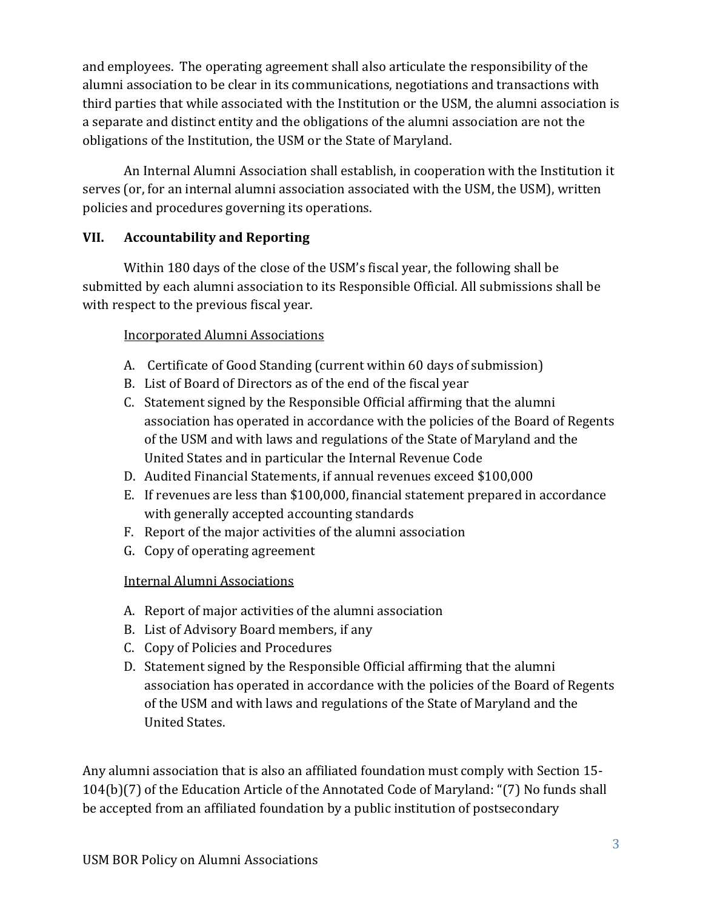and employees. The operating agreement shall also articulate the responsibility of the alumni association to be clear in its communications, negotiations and transactions with third parties that while associated with the Institution or the USM, the alumni association is a separate and distinct entity and the obligations of the alumni association are not the obligations of the Institution, the USM or the State of Maryland.

An Internal Alumni Association shall establish, in cooperation with the Institution it serves (or, for an internal alumni association associated with the USM, the USM), written policies and procedures governing its operations.

## VII. Accountability and Reporting

Within 180 days of the close of the USM's fiscal year, the following shall be submitted by each alumni association to its Responsible Official. All submissions shall be with respect to the previous fiscal year.

Incorporated Alumni Associations

A. Certificate of Good Standing (current within 60 days of submission)
B. List of Board of Directors as of the end of the fiscal year
C. Statement signed by the Responsible Official affirming that the alumni association has operated in accordance with the policies of the Board of Regents of the USM and with laws and regulations of the State of Maryland and the United States and in particular the Internal Revenue Code
D. Audited Financial Statements, if annual revenues exceed $100,000
E. If revenues are less than $100,000, financial statement prepared in accordance with generally accepted accounting standards
F. Report of the major activities of the alumni association
G. Copy of operating agreement

Internal Alumni Associations

A. Report of major activities of the alumni association
B. List of Advisory Board members, if any
C. Copy of Policies and Procedures
D. Statement signed by the Responsible Official affirming that the alumni association has operated in accordance with the policies of the Board of Regents of the USM and with laws and regulations of the State of Maryland and the United States.

Any alumni association that is also an affiliated foundation must comply with Section 15-104(b)(7) of the Education Article of the Annotated Code of Maryland: "(7) No funds shall be accepted from an affiliated foundation by a public institution of postsecondary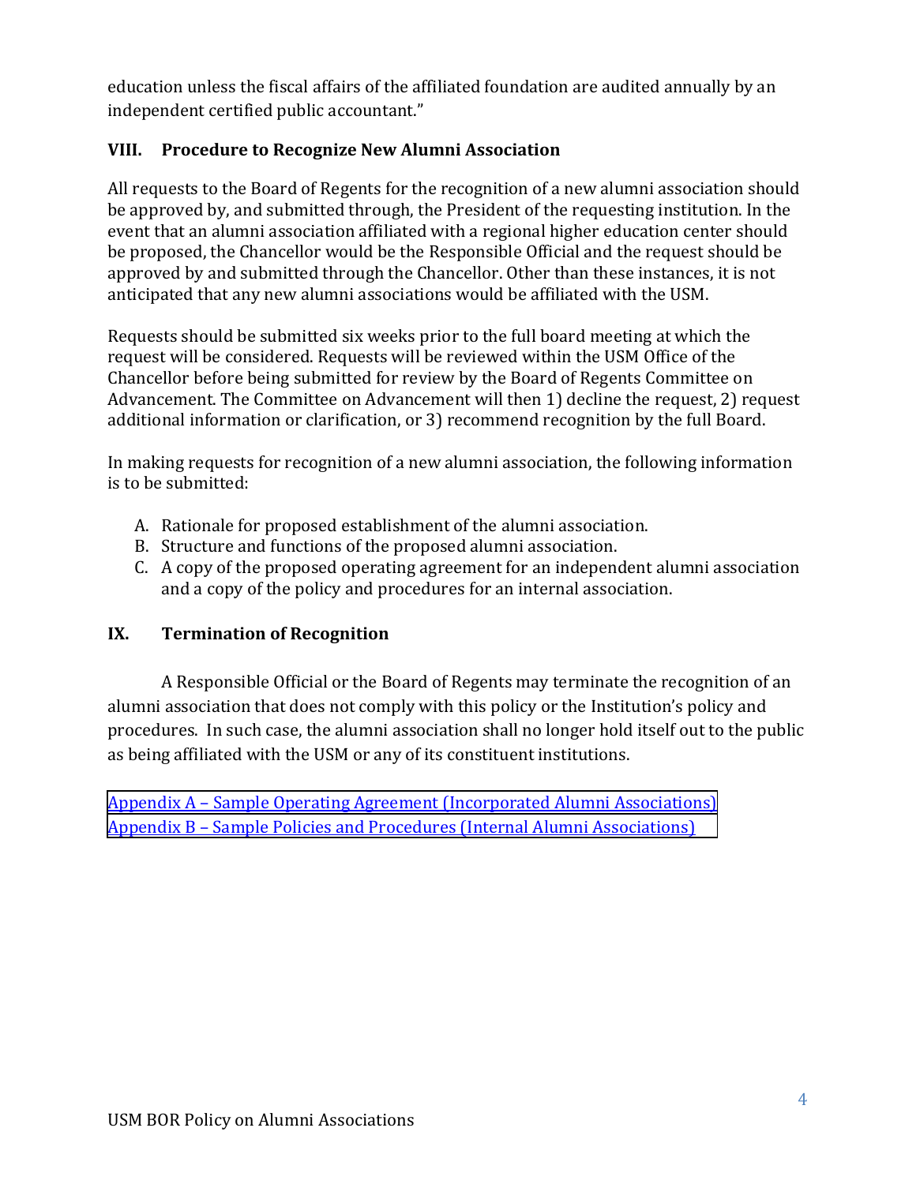education unless the fiscal affairs of the affiliated foundation are audited annually by an independent certified public accountant."

## VIII. Procedure to Recognize New Alumni Association

All requests to the Board of Regents for the recognition of a new alumni association should be approved by, and submitted through, the President of the requesting institution. In the event that an alumni association affiliated with a regional higher education center should be proposed, the Chancellor would be the Responsible Official and the request should be approved by and submitted through the Chancellor. Other than these instances, it is not anticipated that any new alumni associations would be affiliated with the USM.

Requests should be submitted six weeks prior to the full board meeting at which the request will be considered. Requests will be reviewed within the USM Office of the Chancellor before being submitted for review by the Board of Regents Committee on Advancement. The Committee on Advancement will then 1) decline the request, 2) request additional information or clarification, or 3) recommend recognition by the full Board.

In making requests for recognition of a new alumni association, the following information is to be submitted:

A. Rationale for proposed establishment of the alumni association.
B. Structure and functions of the proposed alumni association.
C. A copy of the proposed operating agreement for an independent alumni association and a copy of the policy and procedures for an internal association.

## IX. Termination of Recognition

A Responsible Official or the Board of Regents may terminate the recognition of an alumni association that does not comply with this policy or the Institution's policy and procedures. In such case, the alumni association shall no longer hold itself out to the public as being affiliated with the USM or any of its constituent institutions.

Appendix A – Sample Operating Agreement (Incorporated Alumni Associations)
Appendix B – Sample Policies and Procedures (Internal Alumni Associations)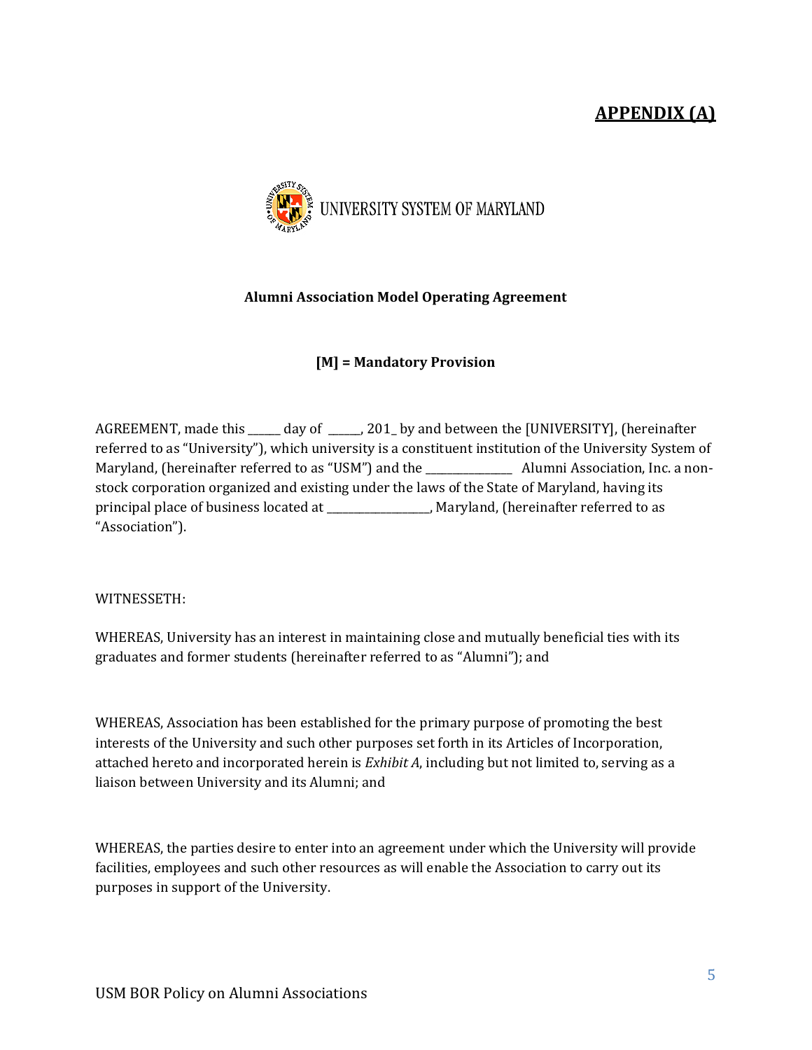## APPENDIX (A)

UNIVERSITY SYSTEM OF MARYLAND

**Alumni Association Model Operating Agreement**

**[M] = Mandatory Provision**

AGREEMENT, made this ______ day of ______, 201_ by and between the [UNIVERSITY], (hereinafter referred to as "University"), which university is a constituent institution of the University System of Maryland, (hereinafter referred to as "USM") and the ________________ Alumni Association, Inc. a non-stock corporation organized and existing under the laws of the State of Maryland, having its principal place of business located at ___________________, Maryland, (hereinafter referred to as "Association").

WITNESSETH:

WHEREAS, University has an interest in maintaining close and mutually beneficial ties with its graduates and former students (hereinafter referred to as "Alumni"); and

WHEREAS, Association has been established for the primary purpose of promoting the best interests of the University and such other purposes set forth in its Articles of Incorporation, attached hereto and incorporated herein is *Exhibit A*, including but not limited to, serving as a liaison between University and its Alumni; and

WHEREAS, the parties desire to enter into an agreement under which the University will provide facilities, employees and such other resources as will enable the Association to carry out its purposes in support of the University.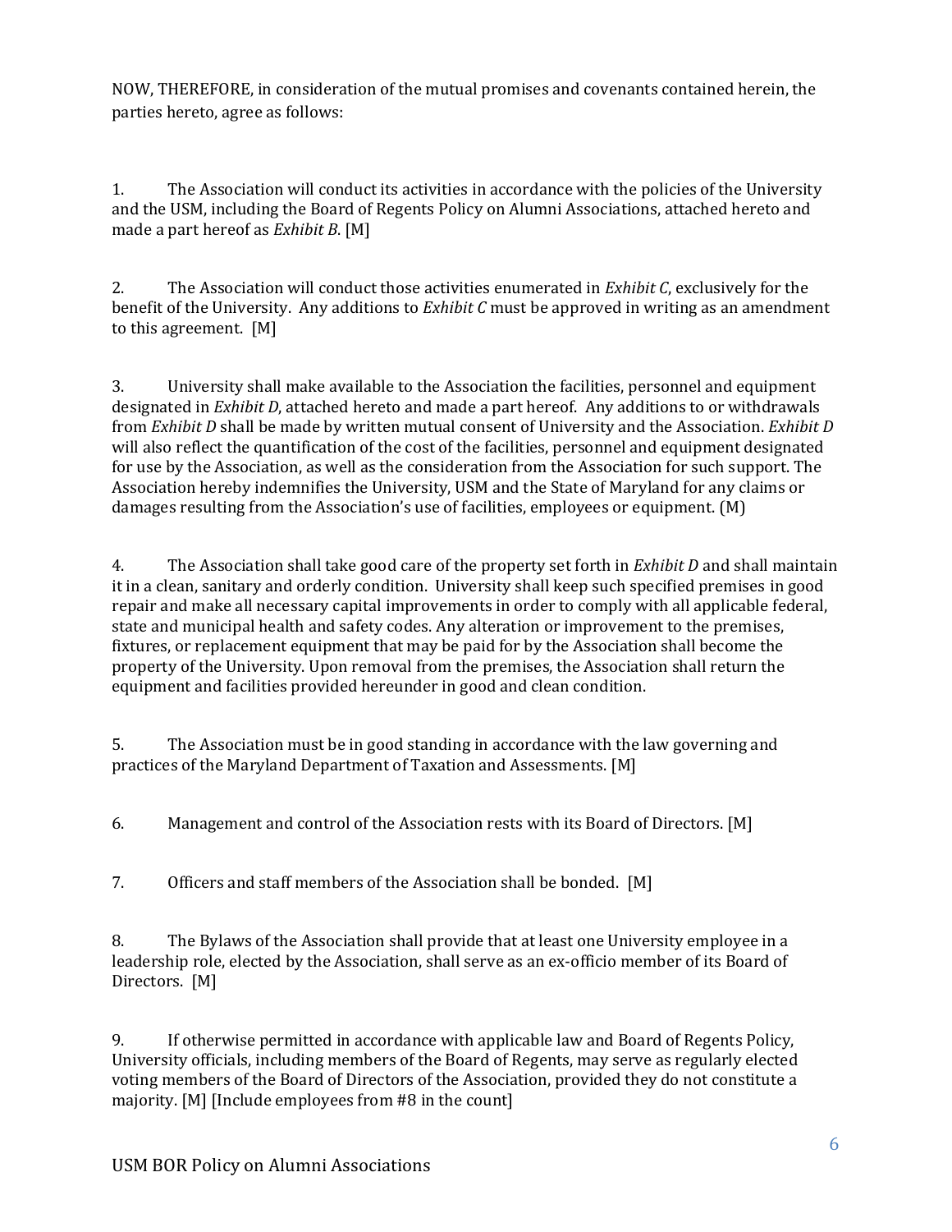NOW, THEREFORE, in consideration of the mutual promises and covenants contained herein, the parties hereto, agree as follows:

1. The Association will conduct its activities in accordance with the policies of the University and the USM, including the Board of Regents Policy on Alumni Associations, attached hereto and made a part hereof as *Exhibit B*. [M]

2. The Association will conduct those activities enumerated in *Exhibit C*, exclusively for the benefit of the University. Any additions to *Exhibit C* must be approved in writing as an amendment to this agreement. [M]

3. University shall make available to the Association the facilities, personnel and equipment designated in *Exhibit D*, attached hereto and made a part hereof. Any additions to or withdrawals from *Exhibit D* shall be made by written mutual consent of University and the Association. *Exhibit D* will also reflect the quantification of the cost of the facilities, personnel and equipment designated for use by the Association, as well as the consideration from the Association for such support. The Association hereby indemnifies the University, USM and the State of Maryland for any claims or damages resulting from the Association's use of facilities, employees or equipment. (M)

4. The Association shall take good care of the property set forth in *Exhibit D* and shall maintain it in a clean, sanitary and orderly condition. University shall keep such specified premises in good repair and make all necessary capital improvements in order to comply with all applicable federal, state and municipal health and safety codes. Any alteration or improvement to the premises, fixtures, or replacement equipment that may be paid for by the Association shall become the property of the University. Upon removal from the premises, the Association shall return the equipment and facilities provided hereunder in good and clean condition.

5. The Association must be in good standing in accordance with the law governing and practices of the Maryland Department of Taxation and Assessments. [M]

6. Management and control of the Association rests with its Board of Directors. [M]

7. Officers and staff members of the Association shall be bonded. [M]

8. The Bylaws of the Association shall provide that at least one University employee in a leadership role, elected by the Association, shall serve as an ex-officio member of its Board of Directors. [M]

9. If otherwise permitted in accordance with applicable law and Board of Regents Policy, University officials, including members of the Board of Regents, may serve as regularly elected voting members of the Board of Directors of the Association, provided they do not constitute a majority. [M] [Include employees from #8 in the count]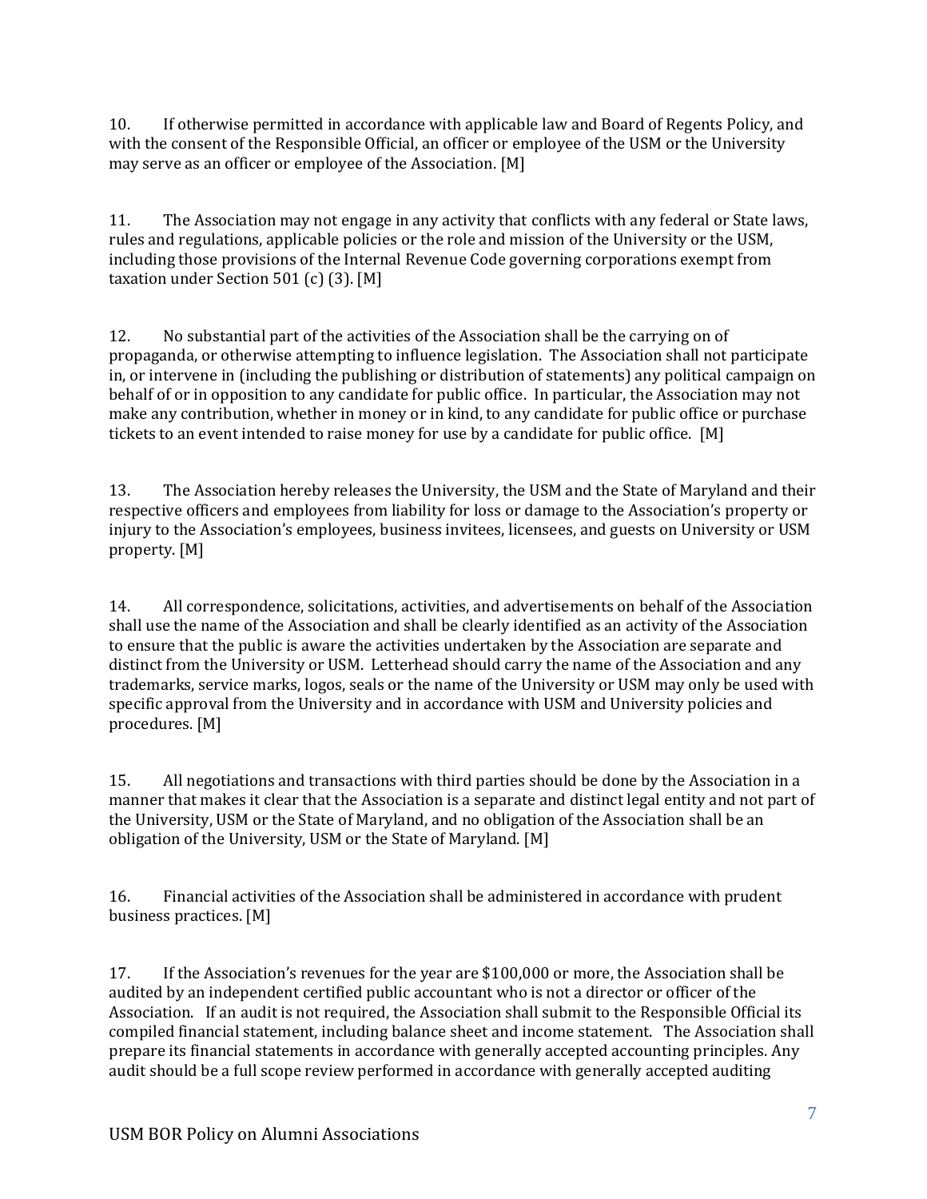10. If otherwise permitted in accordance with applicable law and Board of Regents Policy, and with the consent of the Responsible Official, an officer or employee of the USM or the University may serve as an officer or employee of the Association. [M]

11. The Association may not engage in any activity that conflicts with any federal or State laws, rules and regulations, applicable policies or the role and mission of the University or the USM, including those provisions of the Internal Revenue Code governing corporations exempt from taxation under Section 501 (c) (3). [M]

12. No substantial part of the activities of the Association shall be the carrying on of propaganda, or otherwise attempting to influence legislation. The Association shall not participate in, or intervene in (including the publishing or distribution of statements) any political campaign on behalf of or in opposition to any candidate for public office. In particular, the Association may not make any contribution, whether in money or in kind, to any candidate for public office or purchase tickets to an event intended to raise money for use by a candidate for public office. [M]

13. The Association hereby releases the University, the USM and the State of Maryland and their respective officers and employees from liability for loss or damage to the Association's property or injury to the Association's employees, business invitees, licensees, and guests on University or USM property. [M]

14. All correspondence, solicitations, activities, and advertisements on behalf of the Association shall use the name of the Association and shall be clearly identified as an activity of the Association to ensure that the public is aware the activities undertaken by the Association are separate and distinct from the University or USM. Letterhead should carry the name of the Association and any trademarks, service marks, logos, seals or the name of the University or USM may only be used with specific approval from the University and in accordance with USM and University policies and procedures. [M]

15. All negotiations and transactions with third parties should be done by the Association in a manner that makes it clear that the Association is a separate and distinct legal entity and not part of the University, USM or the State of Maryland, and no obligation of the Association shall be an obligation of the University, USM or the State of Maryland. [M]

16. Financial activities of the Association shall be administered in accordance with prudent business practices. [M]

17. If the Association's revenues for the year are $100,000 or more, the Association shall be audited by an independent certified public accountant who is not a director or officer of the Association. If an audit is not required, the Association shall submit to the Responsible Official its compiled financial statement, including balance sheet and income statement. The Association shall prepare its financial statements in accordance with generally accepted accounting principles. Any audit should be a full scope review performed in accordance with generally accepted auditing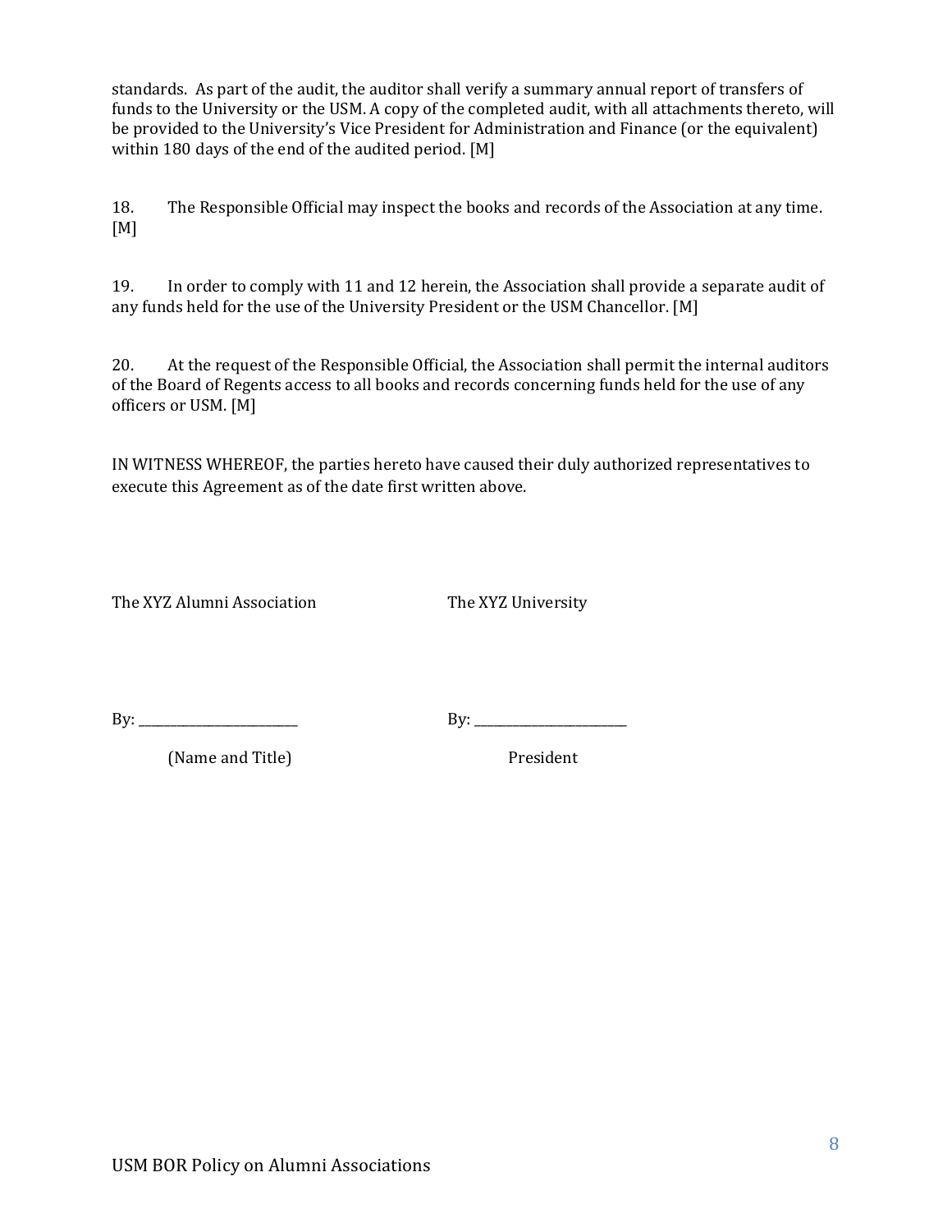standards. As part of the audit, the auditor shall verify a summary annual report of transfers of funds to the University or the USM. A copy of the completed audit, with all attachments thereto, will be provided to the University's Vice President for Administration and Finance (or the equivalent) within 180 days of the end of the audited period. [M]

18. The Responsible Official may inspect the books and records of the Association at any time. [M]

19. In order to comply with 11 and 12 herein, the Association shall provide a separate audit of any funds held for the use of the University President or the USM Chancellor. [M]

20. At the request of the Responsible Official, the Association shall permit the internal auditors of the Board of Regents access to all books and records concerning funds held for the use of any officers or USM. [M]

IN WITNESS WHEREOF, the parties hereto have caused their duly authorized representatives to execute this Agreement as of the date first written above.

The XYZ Alumni Association

By: _________________________

(Name and Title)

The XYZ University

By: _________________________

President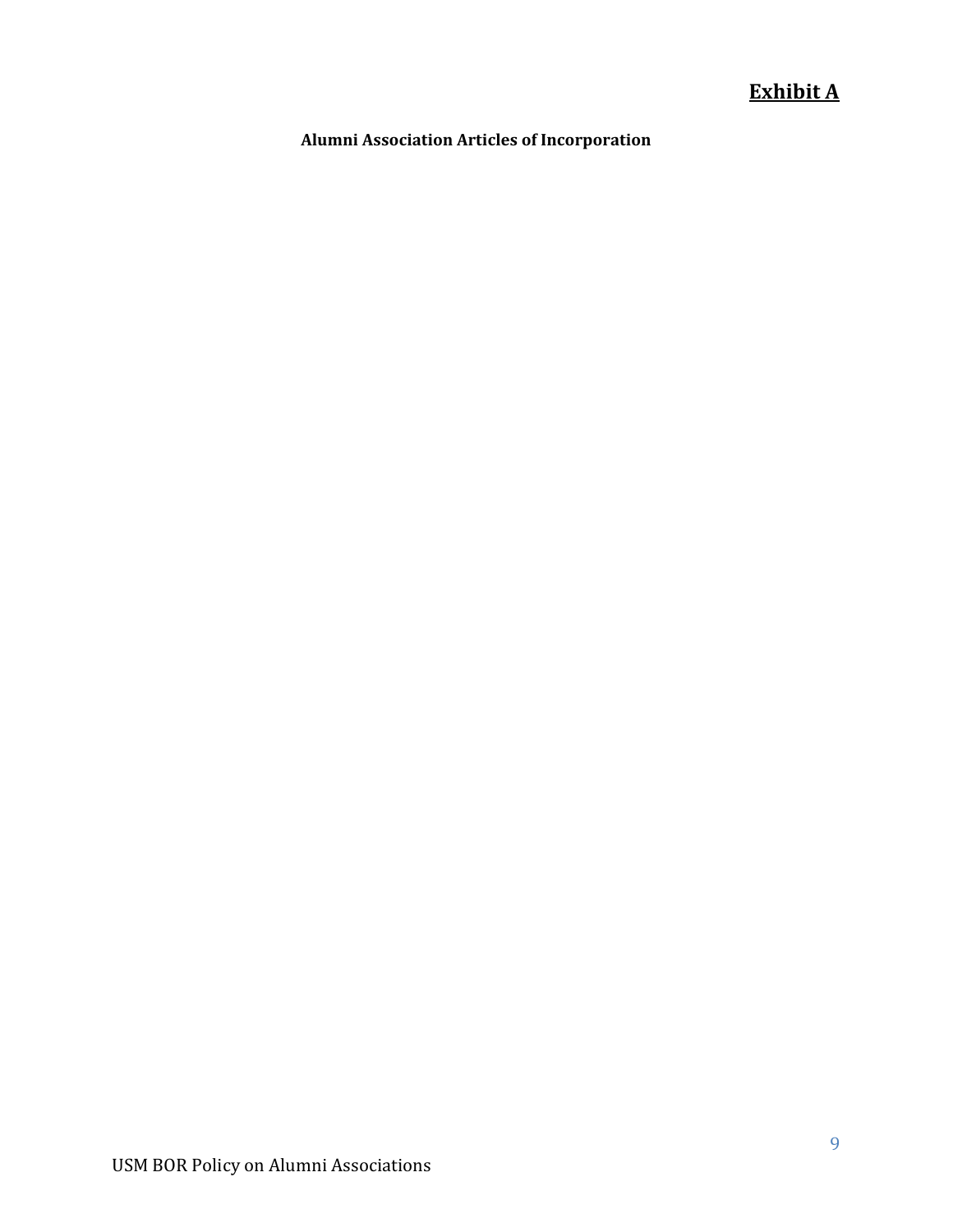# **Exhibit A**

**Alumni Association Articles of Incorporation**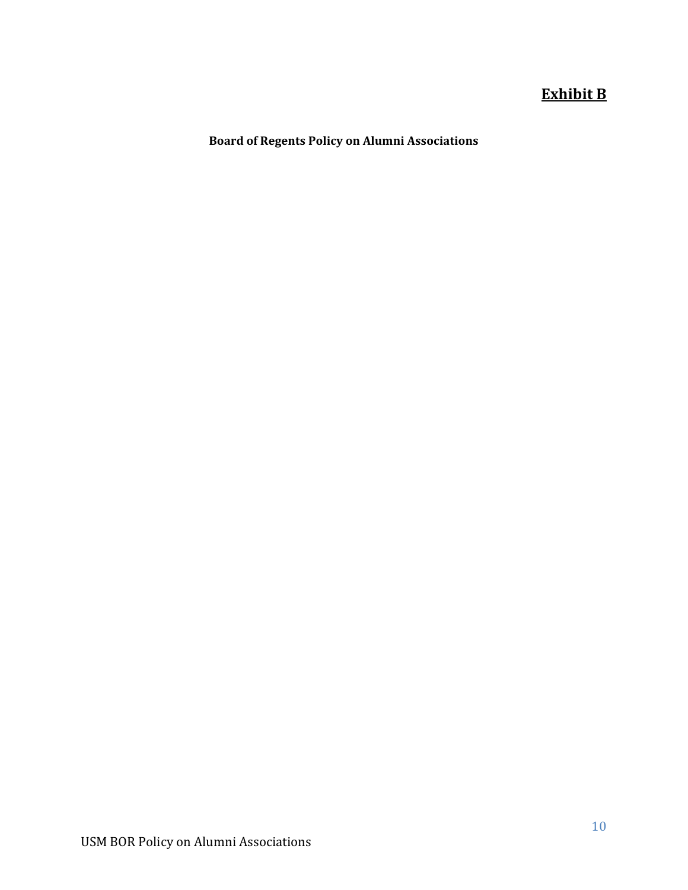**Exhibit B**

**Board of Regents Policy on Alumni Associations**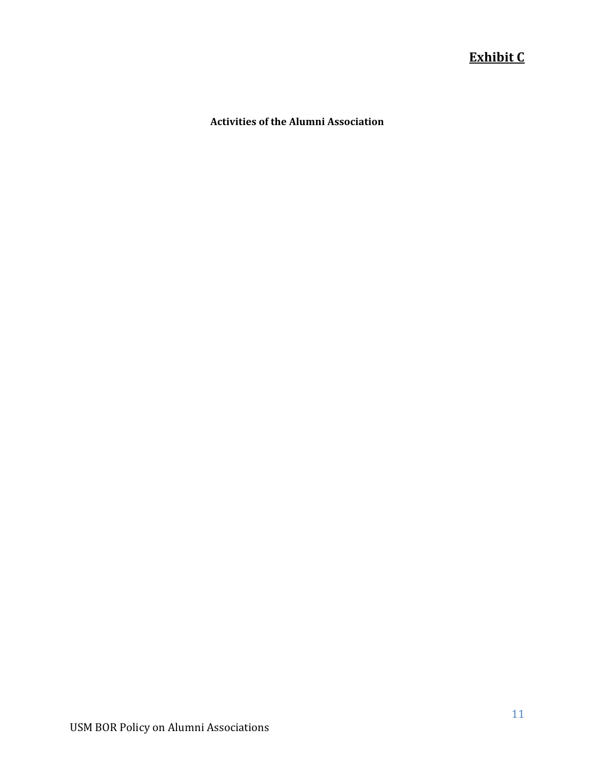**Exhibit C**

**Activities of the Alumni Association**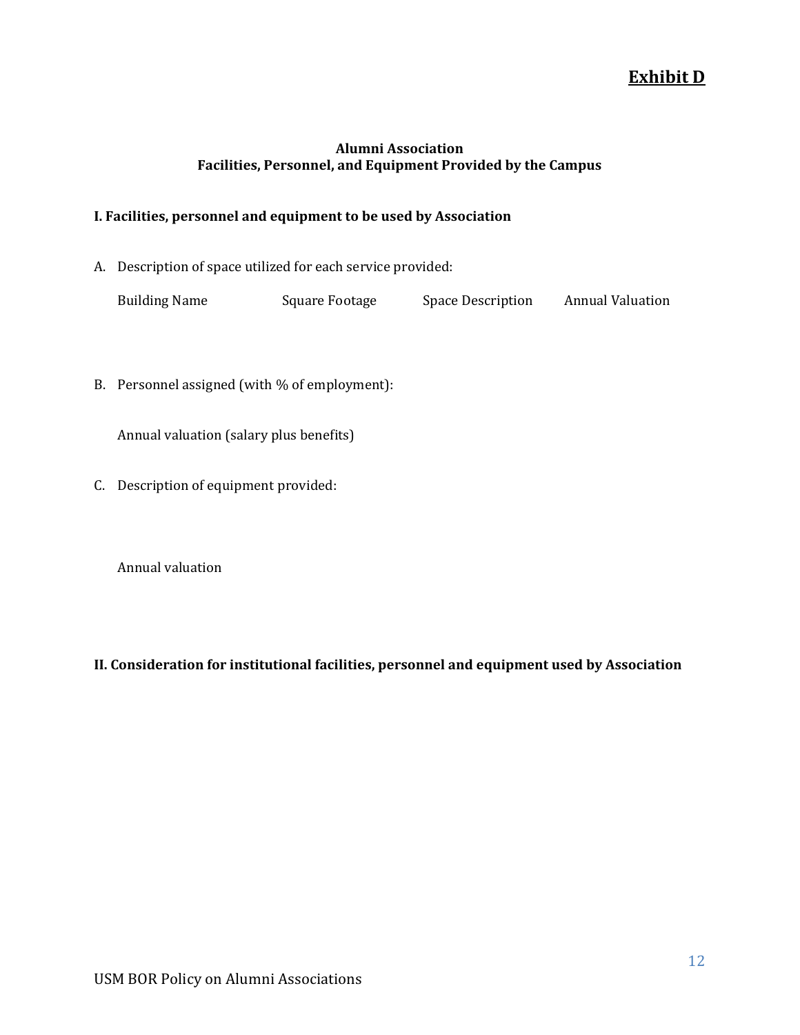**Exhibit D**

**Alumni Association**
**Facilities, Personnel, and Equipment Provided by the Campus**

**I. Facilities, personnel and equipment to be used by Association**

A. Description of space utilized for each service provided:

| Building Name | Square Footage | Space Description | Annual Valuation |
|---|---|---|---|

B. Personnel assigned (with % of employment):

Annual valuation (salary plus benefits)

C. Description of equipment provided:

Annual valuation

**II. Consideration for institutional facilities, personnel and equipment used by Association**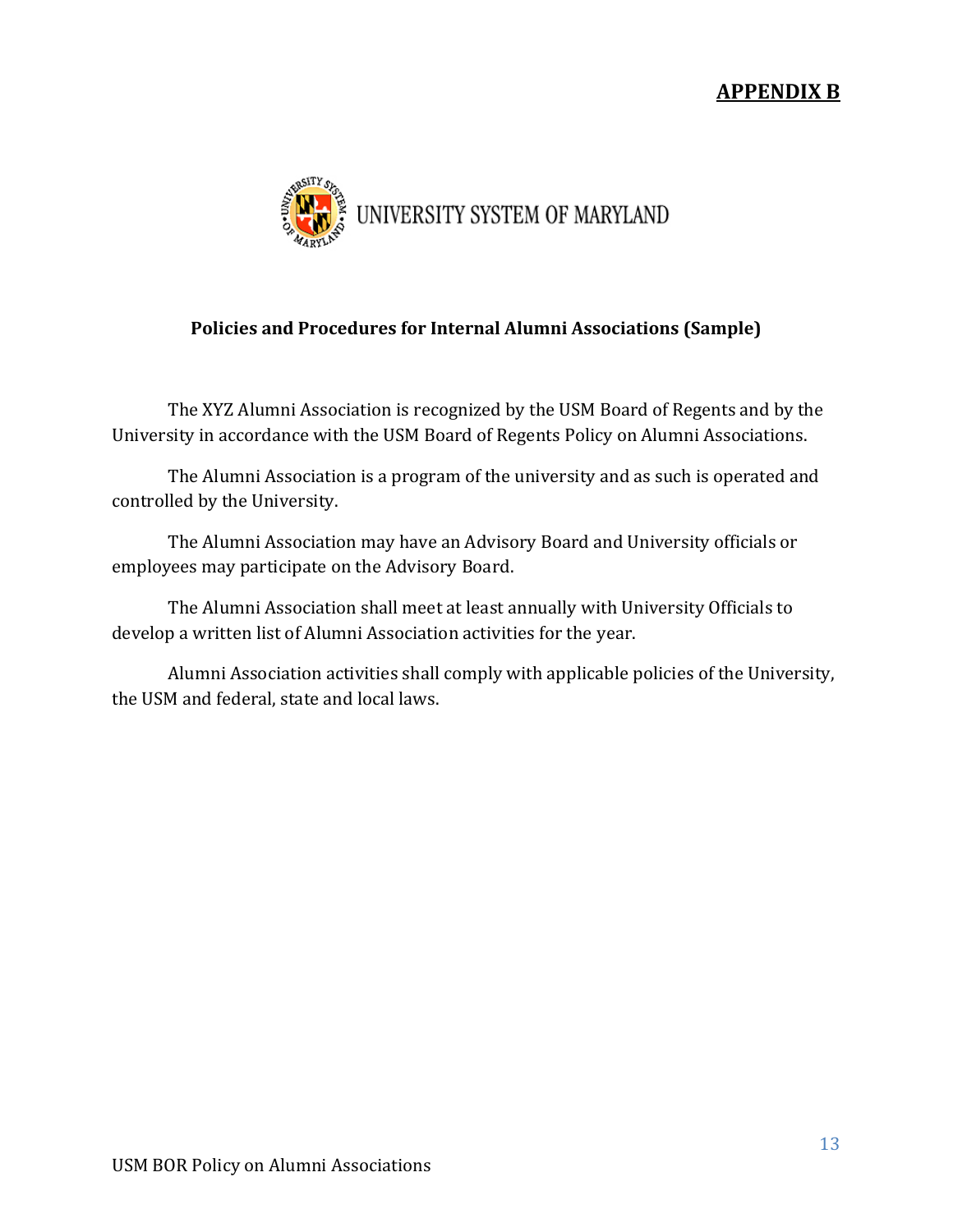**APPENDIX B**

UNIVERSITY SYSTEM OF MARYLAND

**Policies and Procedures for Internal Alumni Associations (Sample)**

The XYZ Alumni Association is recognized by the USM Board of Regents and by the University in accordance with the USM Board of Regents Policy on Alumni Associations.

The Alumni Association is a program of the university and as such is operated and controlled by the University.

The Alumni Association may have an Advisory Board and University officials or employees may participate on the Advisory Board.

The Alumni Association shall meet at least annually with University Officials to develop a written list of Alumni Association activities for the year.

Alumni Association activities shall comply with applicable policies of the University, the USM and federal, state and local laws.